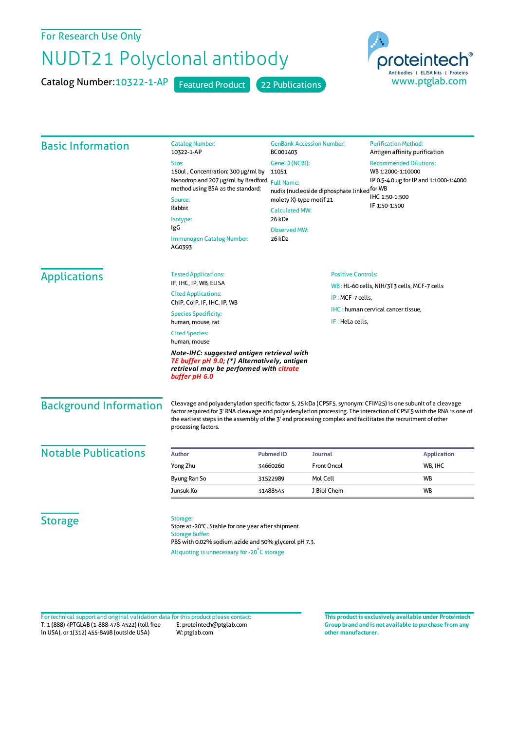For Research Use Only

# NUDT21 Polyclonal antibody

Catalog Number: 10322-1-AP  Featured Product  22 Publications

proteintech®
Antibodies | ELISA kits | Proteins
www.ptglab.com

## Basic Information

Catalog Number:
10322-1-AP

Size:
150ul , Concentration: 300 μg/ml by Nanodrop and 207 μg/ml by Bradford method using BSA as the standard;

Source:
Rabbit

Isotype:
IgG

Immunogen Catalog Number:
AG0393

GenBank Accession Number:
BC001403

GeneID (NCBI):
11051

Full Name:
nudix (nucleoside diphosphate linked moiety X)-type motif 21

Calculated MW:
26 kDa

Observed MW:
26 kDa

Purification Method:
Antigen affinity purification

Recommended Dilutions:
WB 1:2000-1:10000
IP 0.5-4.0 ug for IP and 1:1000-1:4000 for WB
IHC 1:50-1:500
IF 1:50-1:500

## Applications

Tested Applications:
IF, IHC, IP, WB, ELISA

Cited Applications:
ChIP, CoIP, IF, IHC, IP, WB

Species Specificity:
human, mouse, rat

Cited Species:
human, mouse

***Note-IHC: suggested antigen retrieval with TE buffer pH 9.0; (\*) Alternatively, antigen retrieval may be performed with citrate buffer pH 6.0***

Positive Controls:

WB : HL-60 cells, NIH/3T3 cells, MCF-7 cells

IP : MCF-7 cells,

IHC : human cervical cancer tissue,

IF : HeLa cells,

## Background Information

Cleavage and polyadenylation specific factor 5, 25 kDa (CPSF5, synonym: CFIM25) is one subunit of a cleavage factor required for 3' RNA cleavage and polyadenylation processing. The interaction of CPSF5 with the RNA is one of the earliest steps in the assembly of the 3' end processing complex and facilitates the recruitment of other processing factors.

## Notable Publications

| Author | Pubmed ID | Journal | Application |
| --- | --- | --- | --- |
| Yong Zhu | 34660260 | Front Oncol | WB, IHC |
| Byung Ran So | 31522989 | Mol Cell | WB |
| Junsuk Ko | 31488543 | J Biol Chem | WB |

## Storage

Storage:
Store at -20°C. Stable for one year after shipment.

Storage Buffer:
PBS with 0.02% sodium azide and 50% glycerol pH 7.3.

Aliquoting is unnecessary for -20°C storage

For technical support and original validation data for this product please contact:
T: 1 (888) 4PTGLAB (1-888-478-4522) (toll free in USA), or 1(312) 455-8498 (outside USA)
E: proteintech@ptglab.com
W: ptglab.com

**This product is exclusively available under Proteintech Group brand and is not available to purchase from any other manufacturer.**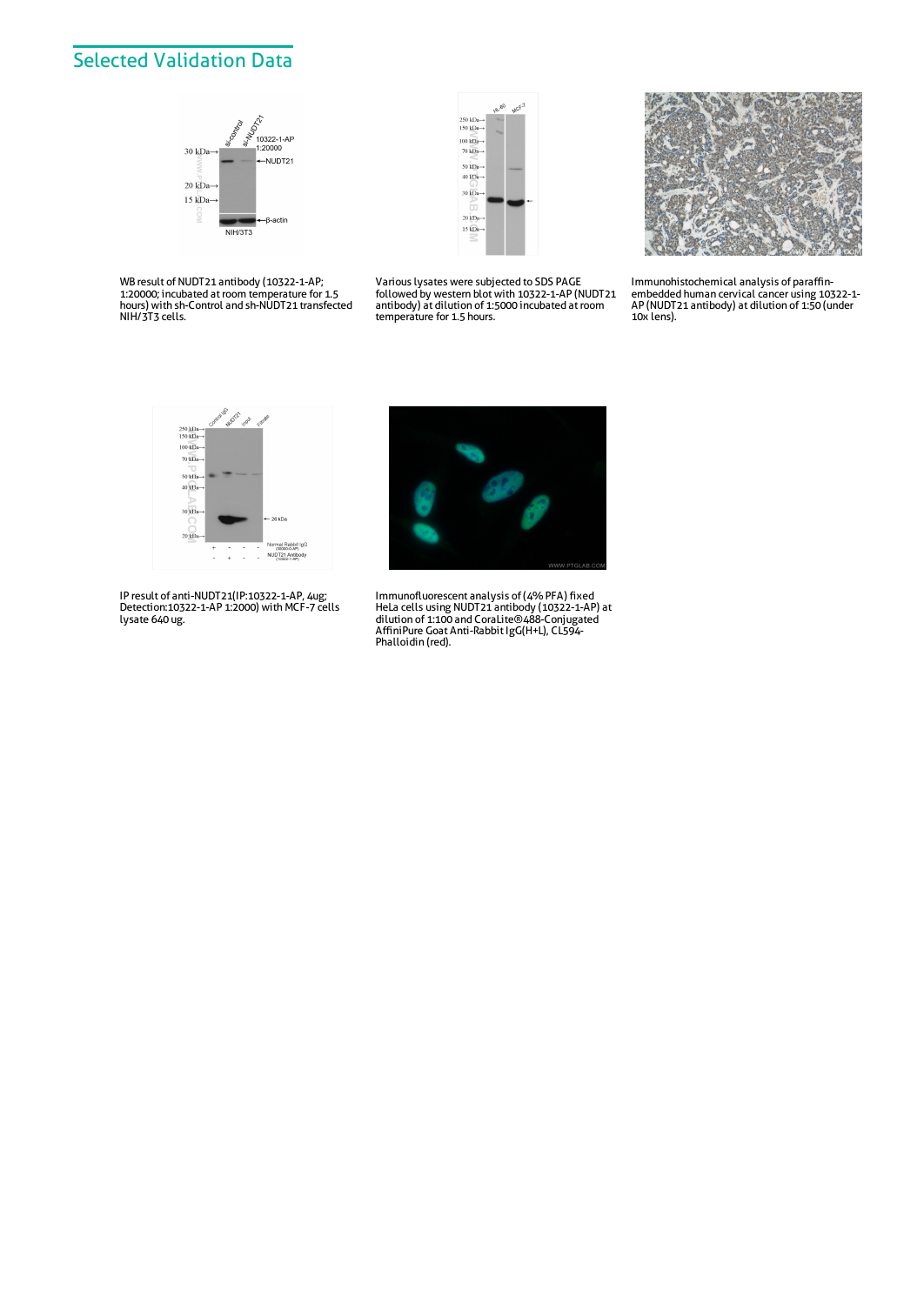## Selected Validation Data

WB result of NUDT21 antibody (10322-1-AP; 1:20000; incubated at room temperature for 1.5 hours) with sh-Control and sh-NUDT21 transfected NIH/3T3 cells.

Various lysates were subjected to SDS PAGE followed by western blot with 10322-1-AP (NUDT21 antibody) at dilution of 1:5000 incubated at room temperature for 1.5 hours.

Immunohistochemical analysis of paraffin-embedded human cervical cancer using 10322-1-AP (NUDT21 antibody) at dilution of 1:50 (under 10x lens).

IP result of anti-NUDT21(IP:10322-1-AP, 4ug; Detection:10322-1-AP 1:2000) with MCF-7 cells lysate 640 ug.

Immunofluorescent analysis of (4% PFA) fixed HeLa cells using NUDT21 antibody (10322-1-AP) at dilution of 1:100 and CoraLite®488-Conjugated AffiniPure Goat Anti-Rabbit IgG(H+L), CL594-Phalloidin (red).